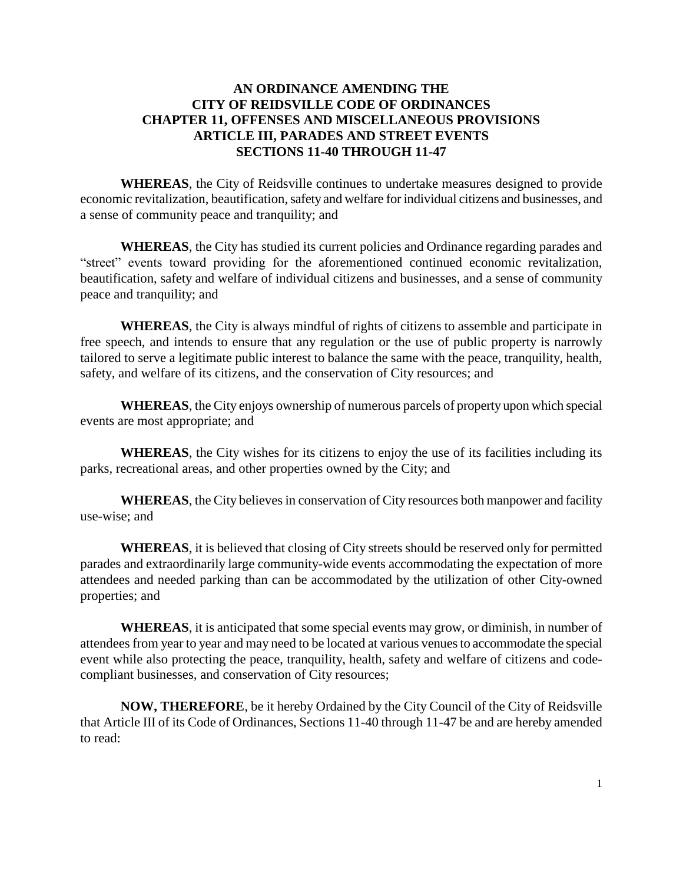# AN ORDINANCE AMENDING THE CITY OF REIDSVILLE CODE OF ORDINANCES CHAPTER 11, OFFENSES AND MISCELLANEOUS PROVISIONS ARTICLE III, PARADES AND STREET EVENTS SECTIONS 11-40 THROUGH 11-47

**WHEREAS**, the City of Reidsville continues to undertake measures designed to provide economic revitalization, beautification, safety and welfare for individual citizens and businesses, and a sense of community peace and tranquility; and

**WHEREAS**, the City has studied its current policies and Ordinance regarding parades and "street" events toward providing for the aforementioned continued economic revitalization, beautification, safety and welfare of individual citizens and businesses, and a sense of community peace and tranquility; and

**WHEREAS**, the City is always mindful of rights of citizens to assemble and participate in free speech, and intends to ensure that any regulation or the use of public property is narrowly tailored to serve a legitimate public interest to balance the same with the peace, tranquility, health, safety, and welfare of its citizens, and the conservation of City resources; and

**WHEREAS**, the City enjoys ownership of numerous parcels of property upon which special events are most appropriate; and

**WHEREAS**, the City wishes for its citizens to enjoy the use of its facilities including its parks, recreational areas, and other properties owned by the City; and

**WHEREAS**, the City believes in conservation of City resources both manpower and facility use-wise; and

**WHEREAS**, it is believed that closing of City streets should be reserved only for permitted parades and extraordinarily large community-wide events accommodating the expectation of more attendees and needed parking than can be accommodated by the utilization of other City-owned properties; and

**WHEREAS**, it is anticipated that some special events may grow, or diminish, in number of attendees from year to year and may need to be located at various venues to accommodate the special event while also protecting the peace, tranquility, health, safety and welfare of citizens and code-compliant businesses, and conservation of City resources;

**NOW, THEREFORE**, be it hereby Ordained by the City Council of the City of Reidsville that Article III of its Code of Ordinances, Sections 11-40 through 11-47 be and are hereby amended to read: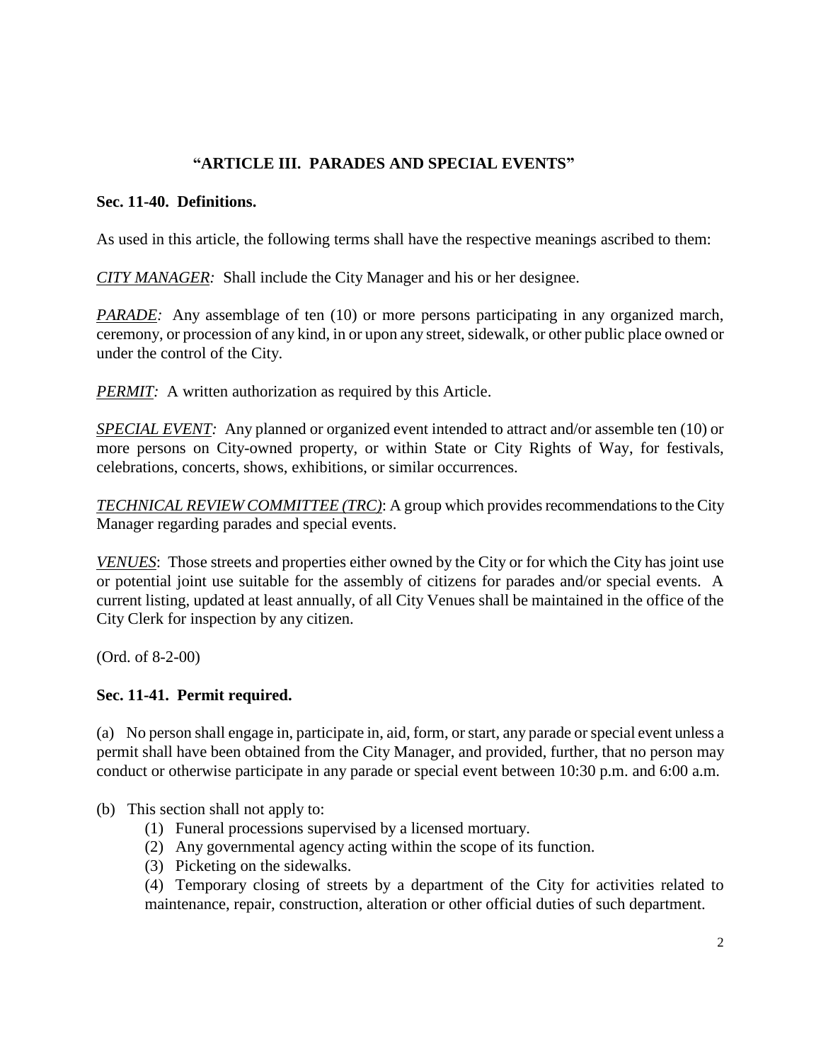## "ARTICLE III. PARADES AND SPECIAL EVENTS"

### Sec. 11-40. Definitions.

As used in this article, the following terms shall have the respective meanings ascribed to them:

*CITY MANAGER:* Shall include the City Manager and his or her designee.

*PARADE:* Any assemblage of ten (10) or more persons participating in any organized march, ceremony, or procession of any kind, in or upon any street, sidewalk, or other public place owned or under the control of the City.

*PERMIT:* A written authorization as required by this Article.

*SPECIAL EVENT:* Any planned or organized event intended to attract and/or assemble ten (10) or more persons on City-owned property, or within State or City Rights of Way, for festivals, celebrations, concerts, shows, exhibitions, or similar occurrences.

*TECHNICAL REVIEW COMMITTEE (TRC)*: A group which provides recommendations to the City Manager regarding parades and special events.

*VENUES*: Those streets and properties either owned by the City or for which the City has joint use or potential joint use suitable for the assembly of citizens for parades and/or special events. A current listing, updated at least annually, of all City Venues shall be maintained in the office of the City Clerk for inspection by any citizen.

(Ord. of 8-2-00)

### Sec. 11-41. Permit required.

(a) No person shall engage in, participate in, aid, form, or start, any parade or special event unless a permit shall have been obtained from the City Manager, and provided, further, that no person may conduct or otherwise participate in any parade or special event between 10:30 p.m. and 6:00 a.m.

(b) This section shall not apply to:

(1) Funeral processions supervised by a licensed mortuary.

(2) Any governmental agency acting within the scope of its function.

(3) Picketing on the sidewalks.

(4) Temporary closing of streets by a department of the City for activities related to maintenance, repair, construction, alteration or other official duties of such department.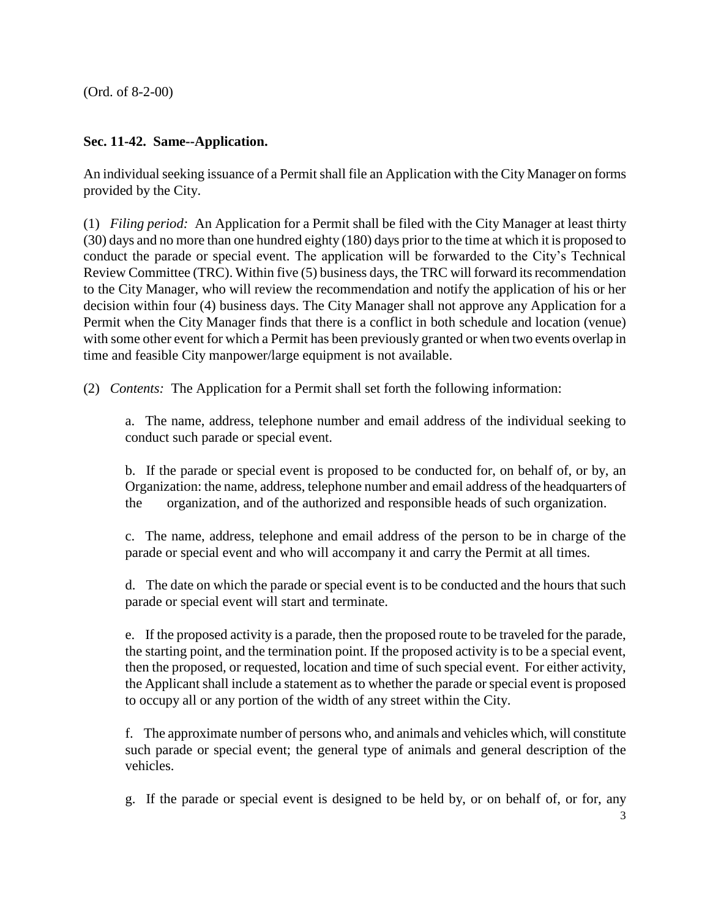(Ord. of 8-2-00)

### Sec. 11-42. Same--Application.

An individual seeking issuance of a Permit shall file an Application with the City Manager on forms provided by the City.

(1) *Filing period:* An Application for a Permit shall be filed with the City Manager at least thirty (30) days and no more than one hundred eighty (180) days prior to the time at which it is proposed to conduct the parade or special event. The application will be forwarded to the City's Technical Review Committee (TRC). Within five (5) business days, the TRC will forward its recommendation to the City Manager, who will review the recommendation and notify the application of his or her decision within four (4) business days. The City Manager shall not approve any Application for a Permit when the City Manager finds that there is a conflict in both schedule and location (venue) with some other event for which a Permit has been previously granted or when two events overlap in time and feasible City manpower/large equipment is not available.

(2) *Contents:* The Application for a Permit shall set forth the following information:

a. The name, address, telephone number and email address of the individual seeking to conduct such parade or special event.

b. If the parade or special event is proposed to be conducted for, on behalf of, or by, an Organization: the name, address, telephone number and email address of the headquarters of the organization, and of the authorized and responsible heads of such organization.

c. The name, address, telephone and email address of the person to be in charge of the parade or special event and who will accompany it and carry the Permit at all times.

d. The date on which the parade or special event is to be conducted and the hours that such parade or special event will start and terminate.

e. If the proposed activity is a parade, then the proposed route to be traveled for the parade, the starting point, and the termination point. If the proposed activity is to be a special event, then the proposed, or requested, location and time of such special event. For either activity, the Applicant shall include a statement as to whether the parade or special event is proposed to occupy all or any portion of the width of any street within the City.

f. The approximate number of persons who, and animals and vehicles which, will constitute such parade or special event; the general type of animals and general description of the vehicles.

g. If the parade or special event is designed to be held by, or on behalf of, or for, any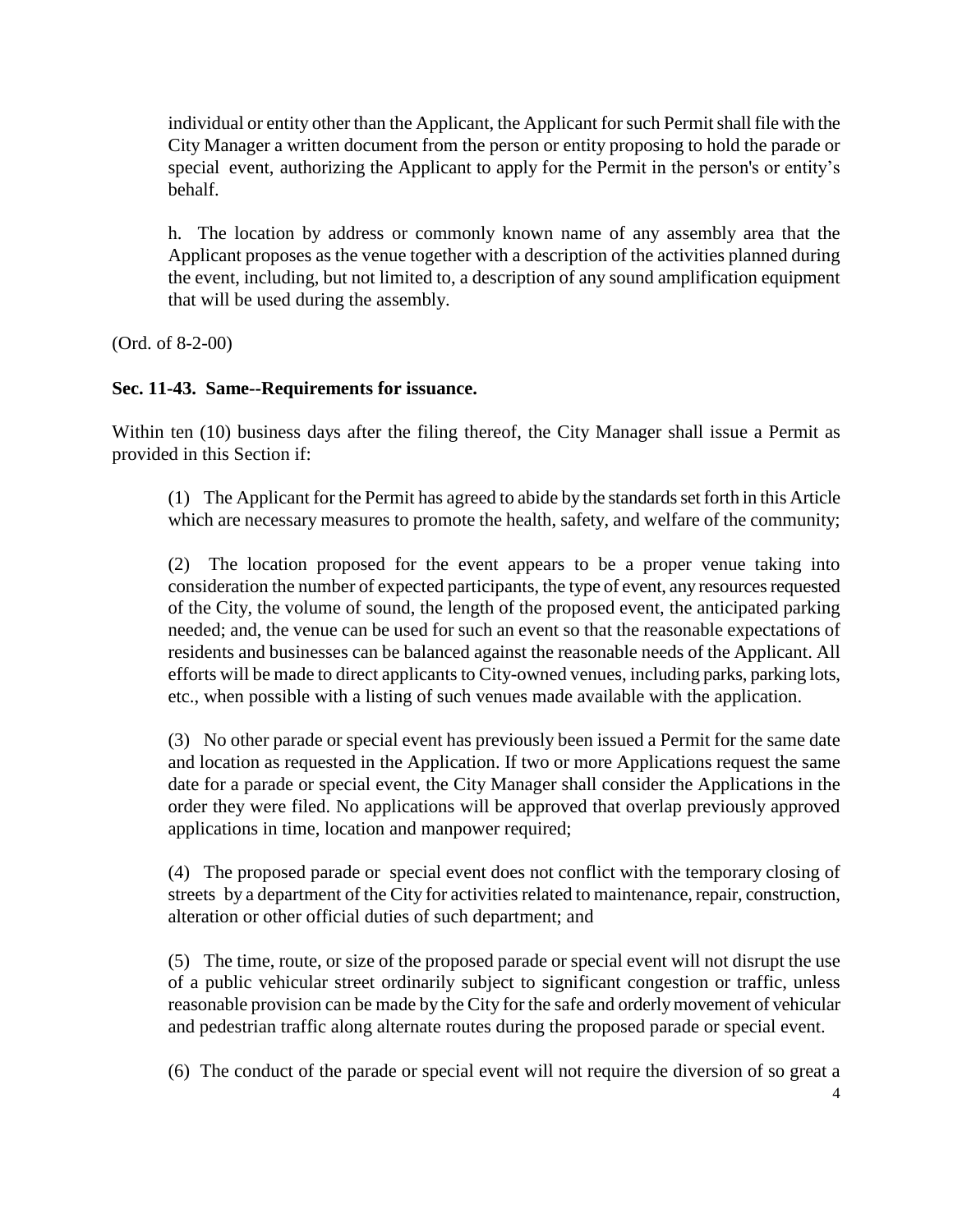individual or entity other than the Applicant, the Applicant for such Permit shall file with the City Manager a written document from the person or entity proposing to hold the parade or special event, authorizing the Applicant to apply for the Permit in the person's or entity's behalf.

h. The location by address or commonly known name of any assembly area that the Applicant proposes as the venue together with a description of the activities planned during the event, including, but not limited to, a description of any sound amplification equipment that will be used during the assembly.

(Ord. of 8-2-00)

**Sec. 11-43. Same--Requirements for issuance.**

Within ten (10) business days after the filing thereof, the City Manager shall issue a Permit as provided in this Section if:

(1) The Applicant for the Permit has agreed to abide by the standards set forth in this Article which are necessary measures to promote the health, safety, and welfare of the community;

(2) The location proposed for the event appears to be a proper venue taking into consideration the number of expected participants, the type of event, any resources requested of the City, the volume of sound, the length of the proposed event, the anticipated parking needed; and, the venue can be used for such an event so that the reasonable expectations of residents and businesses can be balanced against the reasonable needs of the Applicant. All efforts will be made to direct applicants to City-owned venues, including parks, parking lots, etc., when possible with a listing of such venues made available with the application.

(3) No other parade or special event has previously been issued a Permit for the same date and location as requested in the Application. If two or more Applications request the same date for a parade or special event, the City Manager shall consider the Applications in the order they were filed. No applications will be approved that overlap previously approved applications in time, location and manpower required;

(4) The proposed parade or special event does not conflict with the temporary closing of streets by a department of the City for activities related to maintenance, repair, construction, alteration or other official duties of such department; and

(5) The time, route, or size of the proposed parade or special event will not disrupt the use of a public vehicular street ordinarily subject to significant congestion or traffic, unless reasonable provision can be made by the City for the safe and orderly movement of vehicular and pedestrian traffic along alternate routes during the proposed parade or special event.

(6) The conduct of the parade or special event will not require the diversion of so great a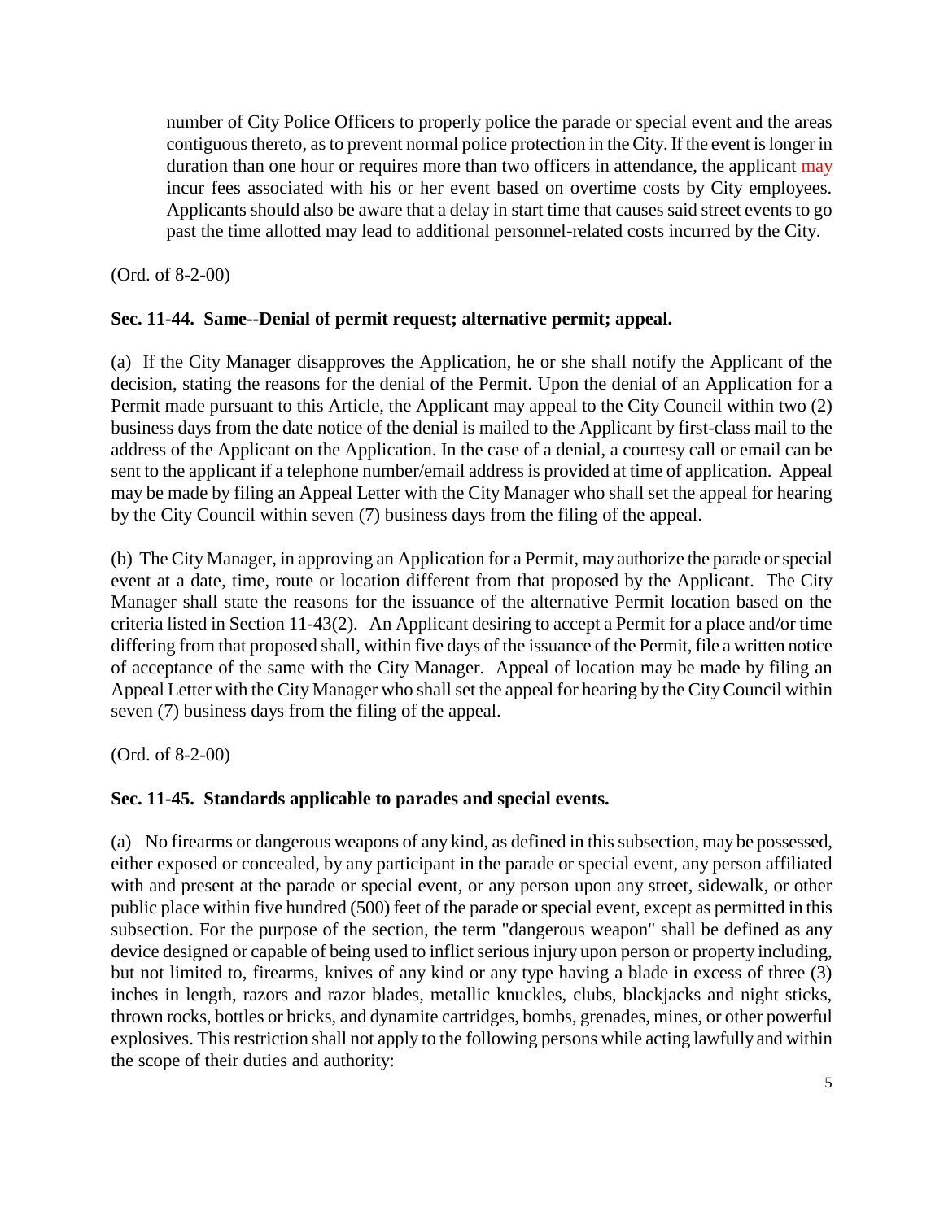number of City Police Officers to properly police the parade or special event and the areas contiguous thereto, as to prevent normal police protection in the City. If the event is longer in duration than one hour or requires more than two officers in attendance, the applicant may incur fees associated with his or her event based on overtime costs by City employees. Applicants should also be aware that a delay in start time that causes said street events to go past the time allotted may lead to additional personnel-related costs incurred by the City.

(Ord. of 8-2-00)

**Sec. 11-44. Same--Denial of permit request; alternative permit; appeal.**

(a) If the City Manager disapproves the Application, he or she shall notify the Applicant of the decision, stating the reasons for the denial of the Permit. Upon the denial of an Application for a Permit made pursuant to this Article, the Applicant may appeal to the City Council within two (2) business days from the date notice of the denial is mailed to the Applicant by first-class mail to the address of the Applicant on the Application. In the case of a denial, a courtesy call or email can be sent to the applicant if a telephone number/email address is provided at time of application. Appeal may be made by filing an Appeal Letter with the City Manager who shall set the appeal for hearing by the City Council within seven (7) business days from the filing of the appeal.

(b) The City Manager, in approving an Application for a Permit, may authorize the parade or special event at a date, time, route or location different from that proposed by the Applicant. The City Manager shall state the reasons for the issuance of the alternative Permit location based on the criteria listed in Section 11-43(2). An Applicant desiring to accept a Permit for a place and/or time differing from that proposed shall, within five days of the issuance of the Permit, file a written notice of acceptance of the same with the City Manager. Appeal of location may be made by filing an Appeal Letter with the City Manager who shall set the appeal for hearing by the City Council within seven (7) business days from the filing of the appeal.

(Ord. of 8-2-00)

**Sec. 11-45. Standards applicable to parades and special events.**

(a) No firearms or dangerous weapons of any kind, as defined in this subsection, may be possessed, either exposed or concealed, by any participant in the parade or special event, any person affiliated with and present at the parade or special event, or any person upon any street, sidewalk, or other public place within five hundred (500) feet of the parade or special event, except as permitted in this subsection. For the purpose of the section, the term "dangerous weapon" shall be defined as any device designed or capable of being used to inflict serious injury upon person or property including, but not limited to, firearms, knives of any kind or any type having a blade in excess of three (3) inches in length, razors and razor blades, metallic knuckles, clubs, blackjacks and night sticks, thrown rocks, bottles or bricks, and dynamite cartridges, bombs, grenades, mines, or other powerful explosives. This restriction shall not apply to the following persons while acting lawfully and within the scope of their duties and authority: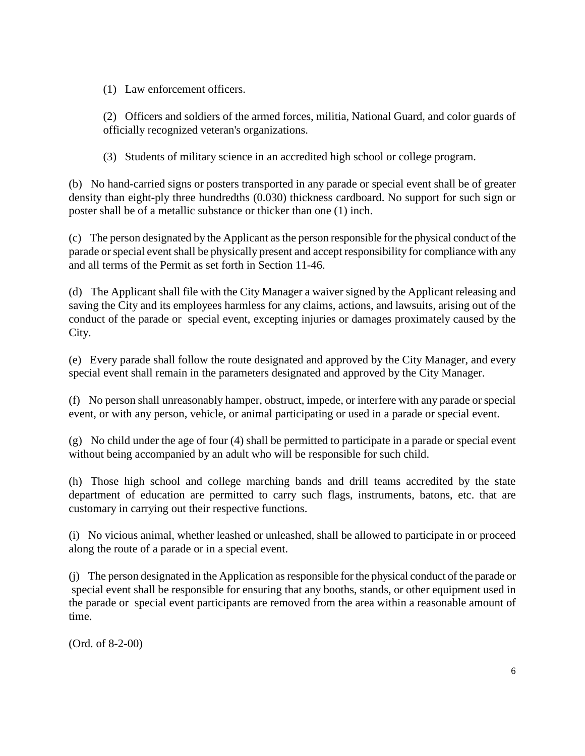(1) Law enforcement officers.

(2) Officers and soldiers of the armed forces, militia, National Guard, and color guards of officially recognized veteran's organizations.

(3) Students of military science in an accredited high school or college program.

(b) No hand-carried signs or posters transported in any parade or special event shall be of greater density than eight-ply three hundredths (0.030) thickness cardboard. No support for such sign or poster shall be of a metallic substance or thicker than one (1) inch.

(c) The person designated by the Applicant as the person responsible for the physical conduct of the parade or special event shall be physically present and accept responsibility for compliance with any and all terms of the Permit as set forth in Section 11-46.

(d) The Applicant shall file with the City Manager a waiver signed by the Applicant releasing and saving the City and its employees harmless for any claims, actions, and lawsuits, arising out of the conduct of the parade or special event, excepting injuries or damages proximately caused by the City.

(e) Every parade shall follow the route designated and approved by the City Manager, and every special event shall remain in the parameters designated and approved by the City Manager.

(f) No person shall unreasonably hamper, obstruct, impede, or interfere with any parade or special event, or with any person, vehicle, or animal participating or used in a parade or special event.

(g) No child under the age of four (4) shall be permitted to participate in a parade or special event without being accompanied by an adult who will be responsible for such child.

(h) Those high school and college marching bands and drill teams accredited by the state department of education are permitted to carry such flags, instruments, batons, etc. that are customary in carrying out their respective functions.

(i) No vicious animal, whether leashed or unleashed, shall be allowed to participate in or proceed along the route of a parade or in a special event.

(j) The person designated in the Application as responsible for the physical conduct of the parade or special event shall be responsible for ensuring that any booths, stands, or other equipment used in the parade or special event participants are removed from the area within a reasonable amount of time.

(Ord. of 8-2-00)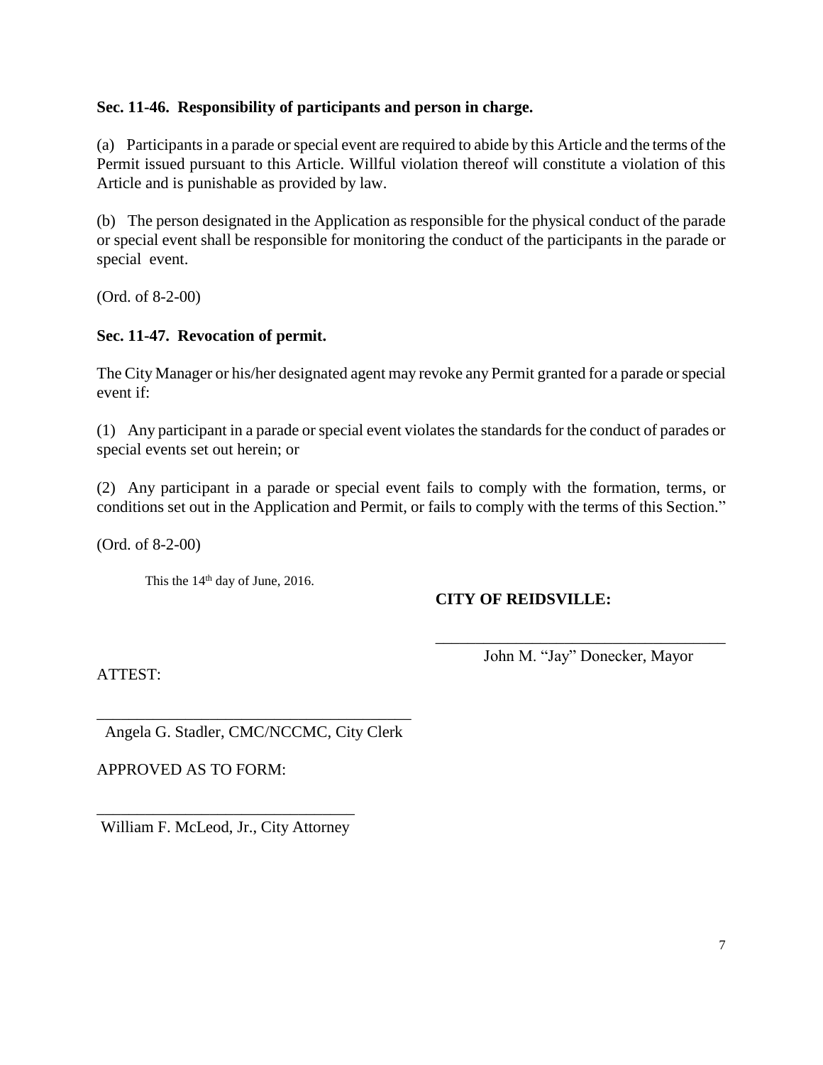**Sec. 11-46. Responsibility of participants and person in charge.**

(a) Participants in a parade or special event are required to abide by this Article and the terms of the Permit issued pursuant to this Article. Willful violation thereof will constitute a violation of this Article and is punishable as provided by law.

(b) The person designated in the Application as responsible for the physical conduct of the parade or special event shall be responsible for monitoring the conduct of the participants in the parade or special event.

(Ord. of 8-2-00)

**Sec. 11-47. Revocation of permit.**

The City Manager or his/her designated agent may revoke any Permit granted for a parade or special event if:

(1) Any participant in a parade or special event violates the standards for the conduct of parades or special events set out herein; or

(2) Any participant in a parade or special event fails to comply with the formation, terms, or conditions set out in the Application and Permit, or fails to comply with the terms of this Section."

(Ord. of 8-2-00)

This the 14th day of June, 2016.

**CITY OF REIDSVILLE:**

\_\_\_\_\_\_\_\_\_\_\_\_\_\_\_\_\_\_\_\_\_\_\_\_\_\_\_\_\_\_\_\_\_\_\_\_
John M. "Jay" Donecker, Mayor

ATTEST:

\_\_\_\_\_\_\_\_\_\_\_\_\_\_\_\_\_\_\_\_\_\_\_\_\_\_\_\_\_\_\_\_\_\_\_\_
Angela G. Stadler, CMC/NCCMC, City Clerk

APPROVED AS TO FORM:

\_\_\_\_\_\_\_\_\_\_\_\_\_\_\_\_\_\_\_\_\_\_\_\_\_\_\_\_\_\_\_\_
William F. McLeod, Jr., City Attorney